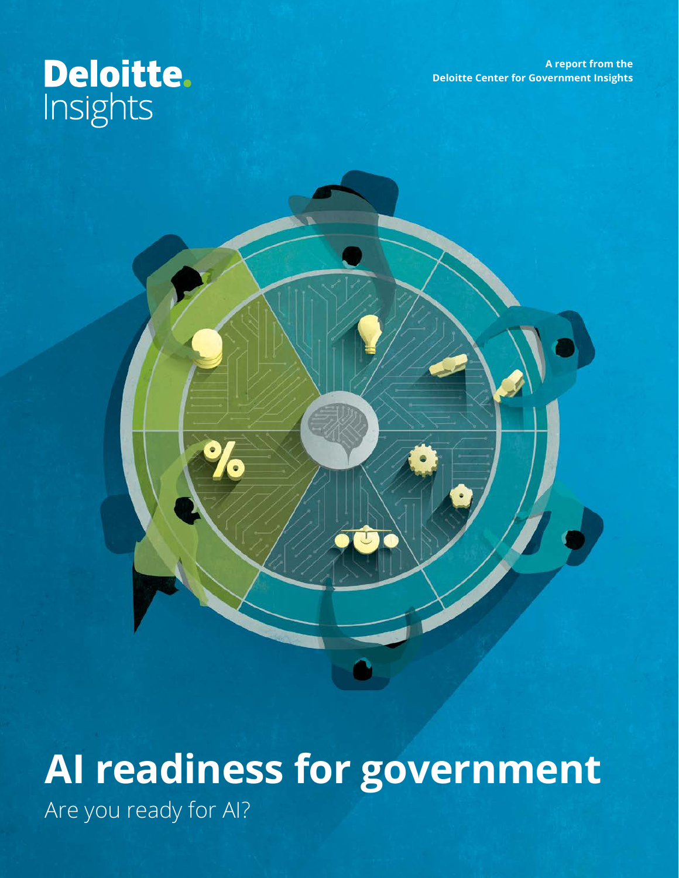Deloitte. Insights

A report from the Deloitte Center for Government Insights

# AI readiness for government

## Are you ready for AI?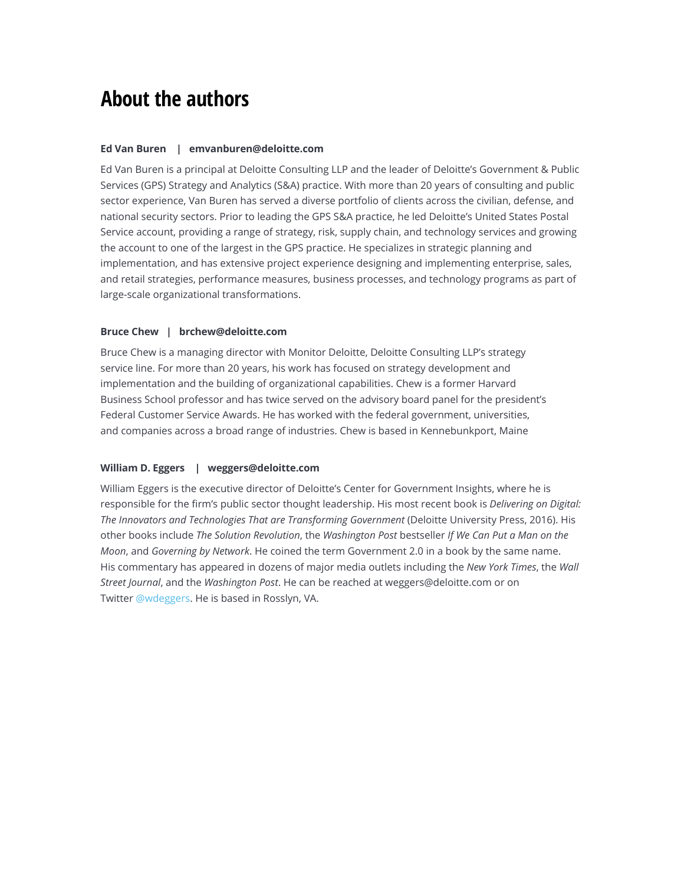# About the authors

**Ed Van Buren | emvanburen@deloitte.com**

Ed Van Buren is a principal at Deloitte Consulting LLP and the leader of Deloitte's Government & Public Services (GPS) Strategy and Analytics (S&A) practice. With more than 20 years of consulting and public sector experience, Van Buren has served a diverse portfolio of clients across the civilian, defense, and national security sectors. Prior to leading the GPS S&A practice, he led Deloitte's United States Postal Service account, providing a range of strategy, risk, supply chain, and technology services and growing the account to one of the largest in the GPS practice. He specializes in strategic planning and implementation, and has extensive project experience designing and implementing enterprise, sales, and retail strategies, performance measures, business processes, and technology programs as part of large-scale organizational transformations.

**Bruce Chew | brchew@deloitte.com**

Bruce Chew is a managing director with Monitor Deloitte, Deloitte Consulting LLP's strategy service line. For more than 20 years, his work has focused on strategy development and implementation and the building of organizational capabilities. Chew is a former Harvard Business School professor and has twice served on the advisory board panel for the president's Federal Customer Service Awards. He has worked with the federal government, universities, and companies across a broad range of industries. Chew is based in Kennebunkport, Maine

**William D. Eggers | weggers@deloitte.com**

William Eggers is the executive director of Deloitte's Center for Government Insights, where he is responsible for the firm's public sector thought leadership. His most recent book is *Delivering on Digital: The Innovators and Technologies That are Transforming Government* (Deloitte University Press, 2016). His other books include *The Solution Revolution*, the *Washington Post* bestseller *If We Can Put a Man on the Moon*, and *Governing by Network*. He coined the term Government 2.0 in a book by the same name. His commentary has appeared in dozens of major media outlets including the *New York Times*, the *Wall Street Journal*, and the *Washington Post*. He can be reached at weggers@deloitte.com or on Twitter @wdeggers. He is based in Rosslyn, VA.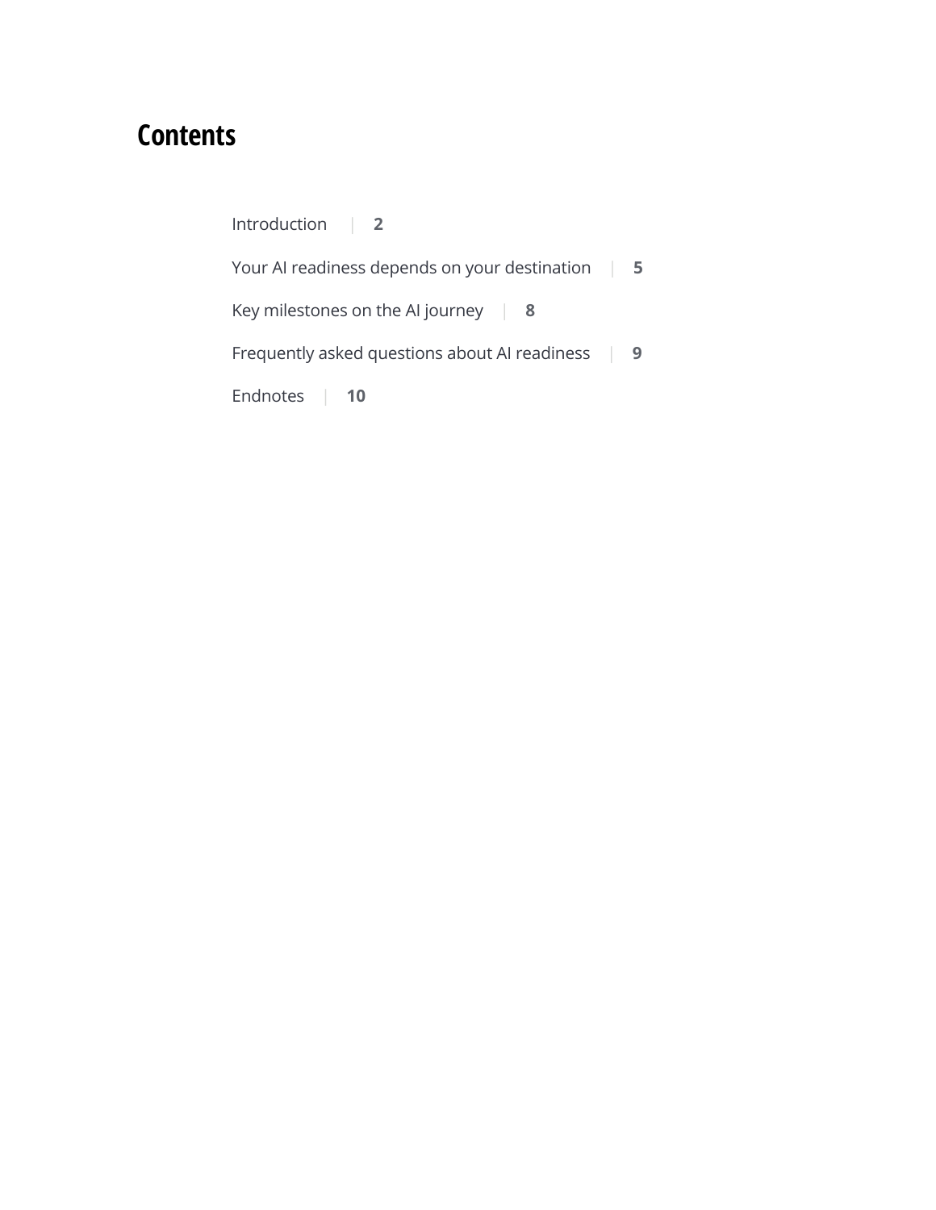# Contents

Introduction | **2**

Your AI readiness depends on your destination | **5**

Key milestones on the AI journey | **8**

Frequently asked questions about AI readiness | **9**

Endnotes | **10**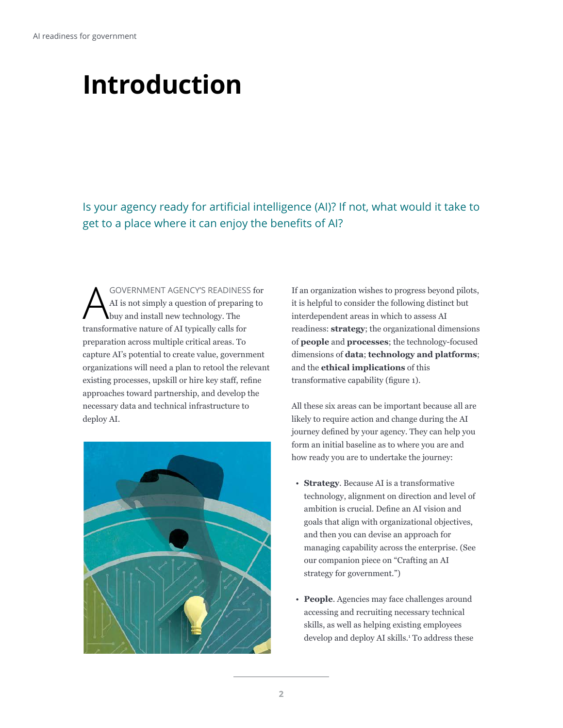# Introduction

Is your agency ready for artificial intelligence (AI)? If not, what would it take to get to a place where it can enjoy the benefits of AI?

A GOVERNMENT AGENCY'S READINESS for AI is not simply a question of preparing to buy and install new technology. The transformative nature of AI typically calls for preparation across multiple critical areas. To capture AI's potential to create value, government organizations will need a plan to retool the relevant existing processes, upskill or hire key staff, refine approaches toward partnership, and develop the necessary data and technical infrastructure to deploy AI.

If an organization wishes to progress beyond pilots, it is helpful to consider the following distinct but interdependent areas in which to assess AI readiness: **strategy**; the organizational dimensions of **people** and **processes**; the technology-focused dimensions of **data**; **technology and platforms**; and the **ethical implications** of this transformative capability (figure 1).

All these six areas can be important because all are likely to require action and change during the AI journey defined by your agency. They can help you form an initial baseline as to where you are and how ready you are to undertake the journey:

- **Strategy**. Because AI is a transformative technology, alignment on direction and level of ambition is crucial. Define an AI vision and goals that align with organizational objectives, and then you can devise an approach for managing capability across the enterprise. (See our companion piece on "Crafting an AI strategy for government.")
- **People**. Agencies may face challenges around accessing and recruiting necessary technical skills, as well as helping existing employees develop and deploy AI skills.[1] To address these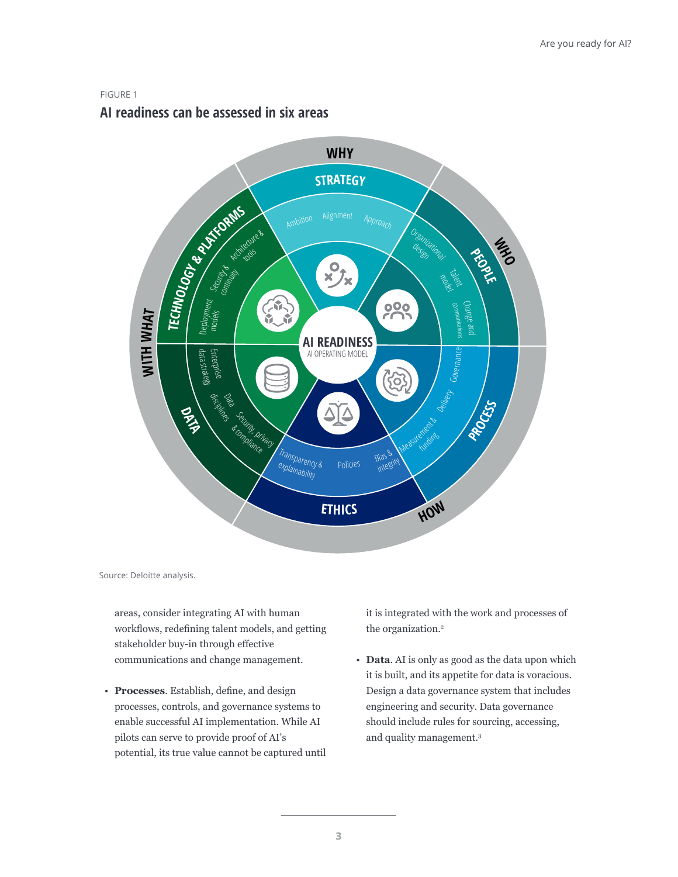FIGURE 1

## AI readiness can be assessed in six areas

Source: Deloitte analysis.

areas, consider integrating AI with human workflows, redefining talent models, and getting stakeholder buy-in through effective communications and change management.

- **Processes**. Establish, define, and design processes, controls, and governance systems to enable successful AI implementation. While AI pilots can serve to provide proof of AI's potential, its true value cannot be captured until it is integrated with the work and processes of the organization.[2]

- **Data**. AI is only as good as the data upon which it is built, and its appetite for data is voracious. Design a data governance system that includes engineering and security. Data governance should include rules for sourcing, accessing, and quality management.[3]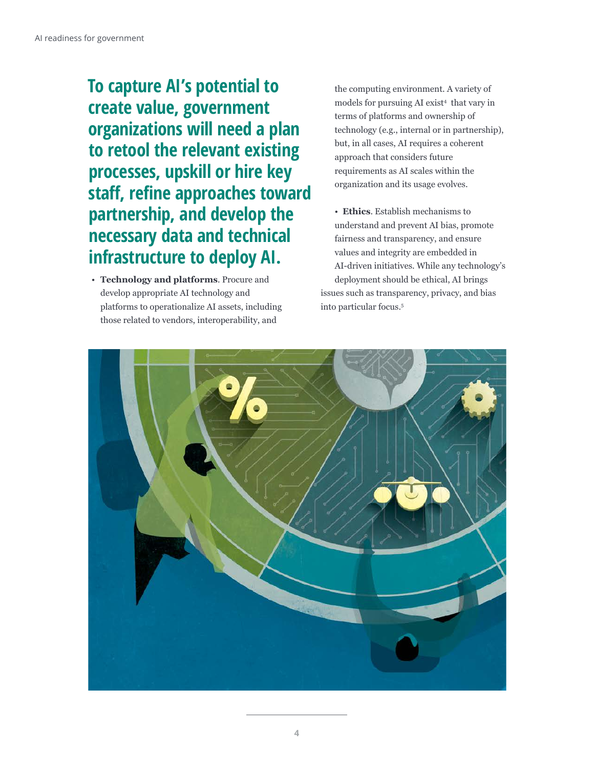**To capture AI's potential to create value, government organizations will need a plan to retool the relevant existing processes, upskill or hire key staff, refine approaches toward partnership, and develop the necessary data and technical infrastructure to deploy AI.**

- **Technology and platforms**. Procure and develop appropriate AI technology and platforms to operationalize AI assets, including those related to vendors, interoperability, and the computing environment. A variety of models for pursuing AI exist[4] that vary in terms of platforms and ownership of technology (e.g., internal or in partnership), but, in all cases, AI requires a coherent approach that considers future requirements as AI scales within the organization and its usage evolves.

- **Ethics**. Establish mechanisms to understand and prevent AI bias, promote fairness and transparency, and ensure values and integrity are embedded in AI-driven initiatives. While any technology's deployment should be ethical, AI brings issues such as transparency, privacy, and bias into particular focus.[5]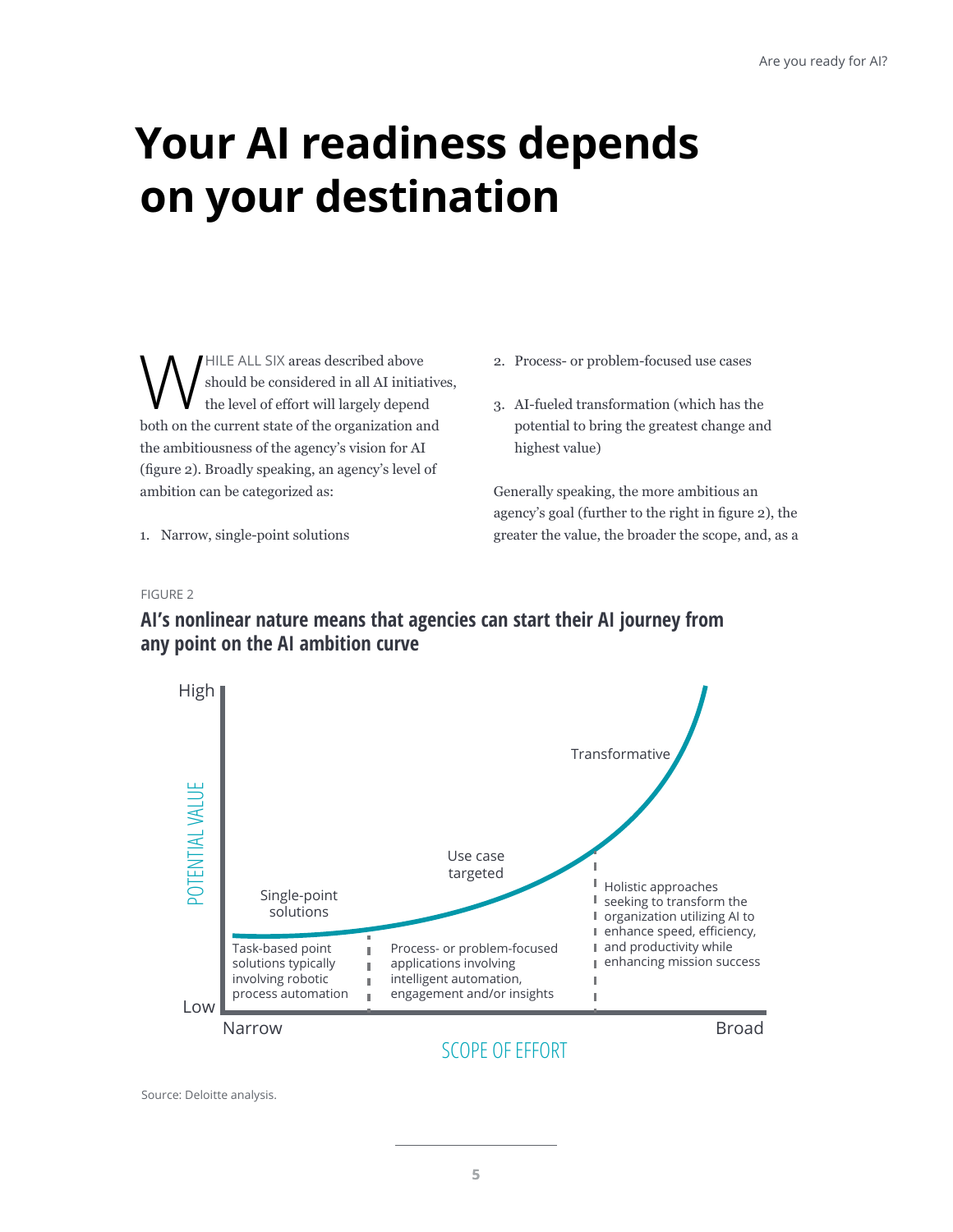# Your AI readiness depends on your destination

WHILE ALL SIX areas described above should be considered in all AI initiatives, the level of effort will largely depend both on the current state of the organization and the ambitiousness of the agency's vision for AI (figure 2). Broadly speaking, an agency's level of ambition can be categorized as:

1. Narrow, single-point solutions
2. Process- or problem-focused use cases
3. AI-fueled transformation (which has the potential to bring the greatest change and highest value)

Generally speaking, the more ambitious an agency's goal (further to the right in figure 2), the greater the value, the broader the scope, and, as a

FIGURE 2

**AI's nonlinear nature means that agencies can start their AI journey from any point on the AI ambition curve**

High

POTENTIAL VALUE

Low

Single-point solutions

Task-based point solutions typically involving robotic process automation

Use case targeted

Process- or problem-focused applications involving intelligent automation, engagement and/or insights

Transformative

Holistic approaches seeking to transform the organization utilizing AI to enhance speed, efficiency, and productivity while enhancing mission success

Narrow

SCOPE OF EFFORT

Broad

Source: Deloitte analysis.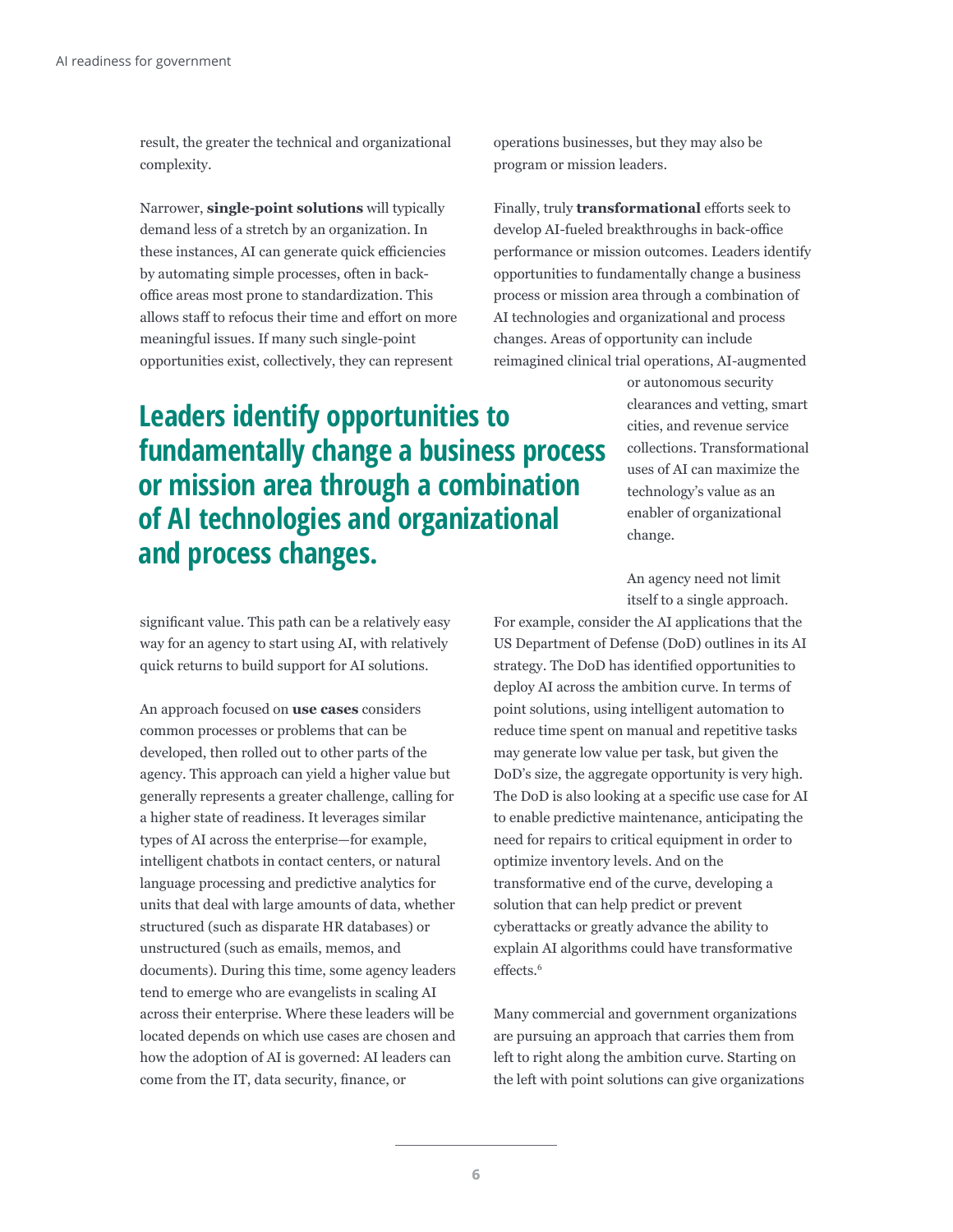result, the greater the technical and organizational complexity.

Narrower, **single-point solutions** will typically demand less of a stretch by an organization. In these instances, AI can generate quick efficiencies by automating simple processes, often in back-office areas most prone to standardization. This allows staff to refocus their time and effort on more meaningful issues. If many such single-point opportunities exist, collectively, they can represent significant value. This path can be a relatively easy way for an agency to start using AI, with relatively quick returns to build support for AI solutions.

An approach focused on **use cases** considers common processes or problems that can be developed, then rolled out to other parts of the agency. This approach can yield a higher value but generally represents a greater challenge, calling for a higher state of readiness. It leverages similar types of AI across the enterprise—for example, intelligent chatbots in contact centers, or natural language processing and predictive analytics for units that deal with large amounts of data, whether structured (such as disparate HR databases) or unstructured (such as emails, memos, and documents). During this time, some agency leaders tend to emerge who are evangelists in scaling AI across their enterprise. Where these leaders will be located depends on which use cases are chosen and how the adoption of AI is governed: AI leaders can come from the IT, data security, finance, or operations businesses, but they may also be program or mission leaders.

Finally, truly **transformational** efforts seek to develop AI-fueled breakthroughs in back-office performance or mission outcomes. Leaders identify opportunities to fundamentally change a business process or mission area through a combination of AI technologies and organizational and process changes. Areas of opportunity can include reimagined clinical trial operations, AI-augmented or autonomous security clearances and vetting, smart cities, and revenue service collections. Transformational uses of AI can maximize the technology's value as an enabler of organizational change.

**Leaders identify opportunities to fundamentally change a business process or mission area through a combination of AI technologies and organizational and process changes.**

An agency need not limit itself to a single approach. For example, consider the AI applications that the US Department of Defense (DoD) outlines in its AI strategy. The DoD has identified opportunities to deploy AI across the ambition curve. In terms of point solutions, using intelligent automation to reduce time spent on manual and repetitive tasks may generate low value per task, but given the DoD's size, the aggregate opportunity is very high. The DoD is also looking at a specific use case for AI to enable predictive maintenance, anticipating the need for repairs to critical equipment in order to optimize inventory levels. And on the transformative end of the curve, developing a solution that can help predict or prevent cyberattacks or greatly advance the ability to explain AI algorithms could have transformative effects.[6]

Many commercial and government organizations are pursuing an approach that carries them from left to right along the ambition curve. Starting on the left with point solutions can give organizations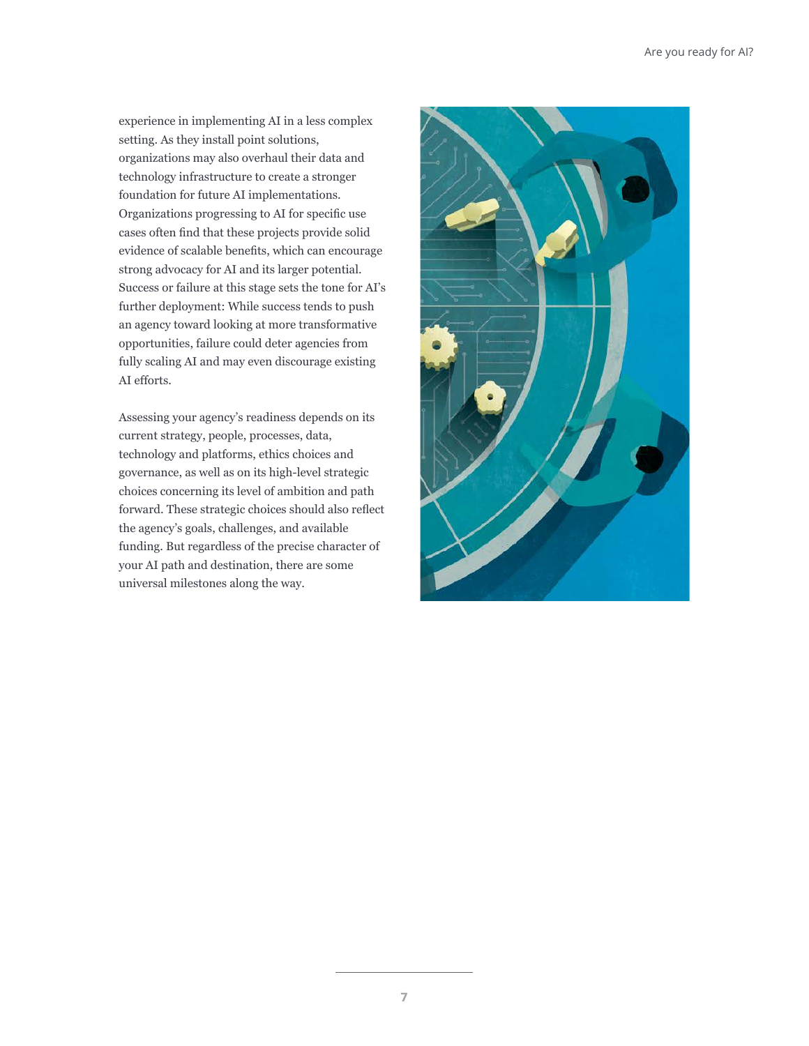experience in implementing AI in a less complex setting. As they install point solutions, organizations may also overhaul their data and technology infrastructure to create a stronger foundation for future AI implementations. Organizations progressing to AI for specific use cases often find that these projects provide solid evidence of scalable benefits, which can encourage strong advocacy for AI and its larger potential. Success or failure at this stage sets the tone for AI's further deployment: While success tends to push an agency toward looking at more transformative opportunities, failure could deter agencies from fully scaling AI and may even discourage existing AI efforts.

Assessing your agency's readiness depends on its current strategy, people, processes, data, technology and platforms, ethics choices and governance, as well as on its high-level strategic choices concerning its level of ambition and path forward. These strategic choices should also reflect the agency's goals, challenges, and available funding. But regardless of the precise character of your AI path and destination, there are some universal milestones along the way.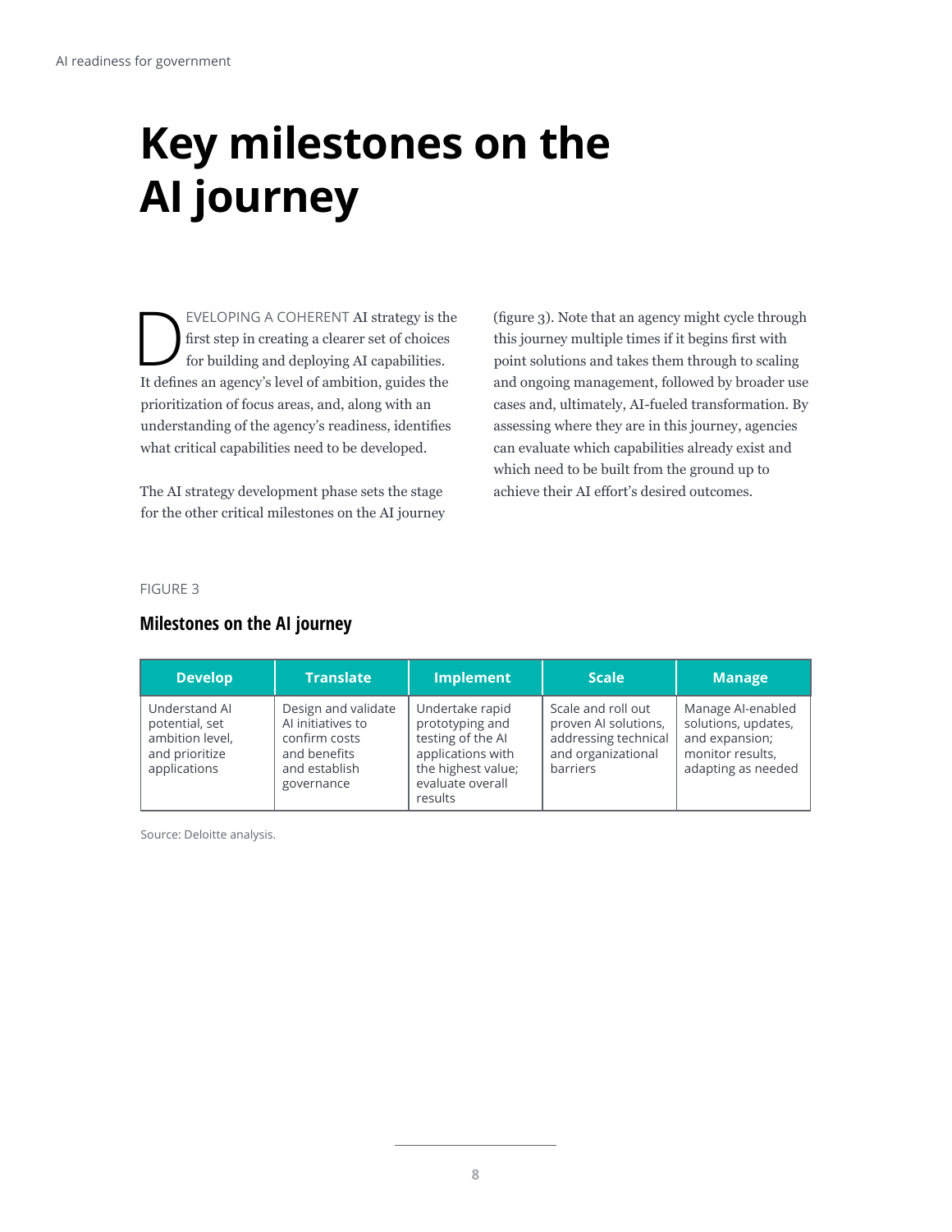# Key milestones on the AI journey

DEVELOPING A COHERENT AI strategy is the first step in creating a clearer set of choices for building and deploying AI capabilities. It defines an agency's level of ambition, guides the prioritization of focus areas, and, along with an understanding of the agency's readiness, identifies what critical capabilities need to be developed.

The AI strategy development phase sets the stage for the other critical milestones on the AI journey (figure 3). Note that an agency might cycle through this journey multiple times if it begins first with point solutions and takes them through to scaling and ongoing management, followed by broader use cases and, ultimately, AI-fueled transformation. By assessing where they are in this journey, agencies can evaluate which capabilities already exist and which need to be built from the ground up to achieve their AI effort's desired outcomes.

FIGURE 3

### Milestones on the AI journey

| Develop | Translate | Implement | Scale | Manage |
|---|---|---|---|---|
| Understand AI potential, set ambition level, and prioritize applications | Design and validate AI initiatives to confirm costs and benefits and establish governance | Undertake rapid prototyping and testing of the AI applications with the highest value; evaluate overall results | Scale and roll out proven AI solutions, addressing technical and organizational barriers | Manage AI-enabled solutions, updates, and expansion; monitor results, adapting as needed |

Source: Deloitte analysis.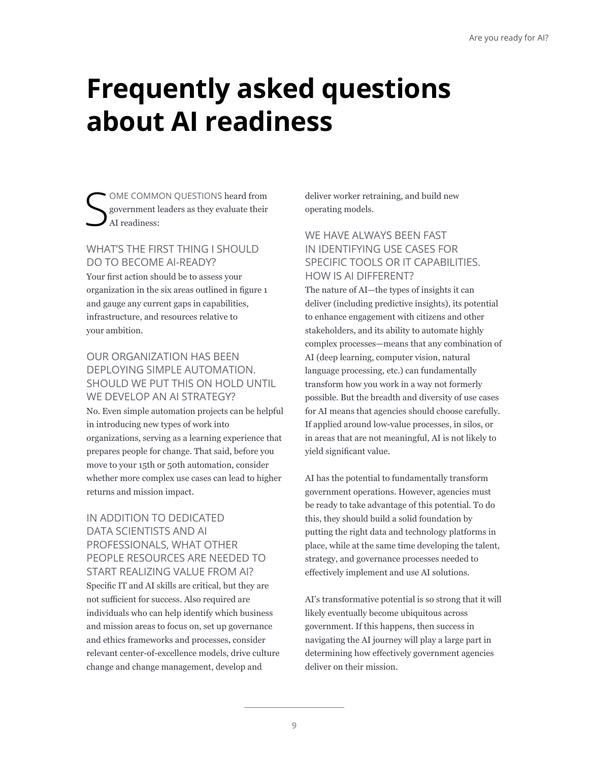# Frequently asked questions about AI readiness

SOME COMMON QUESTIONS heard from government leaders as they evaluate their AI readiness:

### WHAT'S THE FIRST THING I SHOULD DO TO BECOME AI-READY?

Your first action should be to assess your organization in the six areas outlined in figure 1 and gauge any current gaps in capabilities, infrastructure, and resources relative to your ambition.

### OUR ORGANIZATION HAS BEEN DEPLOYING SIMPLE AUTOMATION. SHOULD WE PUT THIS ON HOLD UNTIL WE DEVELOP AN AI STRATEGY?

No. Even simple automation projects can be helpful in introducing new types of work into organizations, serving as a learning experience that prepares people for change. That said, before you move to your 15th or 50th automation, consider whether more complex use cases can lead to higher returns and mission impact.

### IN ADDITION TO DEDICATED DATA SCIENTISTS AND AI PROFESSIONALS, WHAT OTHER PEOPLE RESOURCES ARE NEEDED TO START REALIZING VALUE FROM AI?

Specific IT and AI skills are critical, but they are not sufficient for success. Also required are individuals who can help identify which business and mission areas to focus on, set up governance and ethics frameworks and processes, consider relevant center-of-excellence models, drive culture change and change management, develop and deliver worker retraining, and build new operating models.

### WE HAVE ALWAYS BEEN FAST IN IDENTIFYING USE CASES FOR SPECIFIC TOOLS OR IT CAPABILITIES. HOW IS AI DIFFERENT?

The nature of AI—the types of insights it can deliver (including predictive insights), its potential to enhance engagement with citizens and other stakeholders, and its ability to automate highly complex processes—means that any combination of AI (deep learning, computer vision, natural language processing, etc.) can fundamentally transform how you work in a way not formerly possible. But the breadth and diversity of use cases for AI means that agencies should choose carefully. If applied around low-value processes, in silos, or in areas that are not meaningful, AI is not likely to yield significant value.

AI has the potential to fundamentally transform government operations. However, agencies must be ready to take advantage of this potential. To do this, they should build a solid foundation by putting the right data and technology platforms in place, while at the same time developing the talent, strategy, and governance processes needed to effectively implement and use AI solutions.

AI's transformative potential is so strong that it will likely eventually become ubiquitous across government. If this happens, then success in navigating the AI journey will play a large part in determining how effectively government agencies deliver on their mission.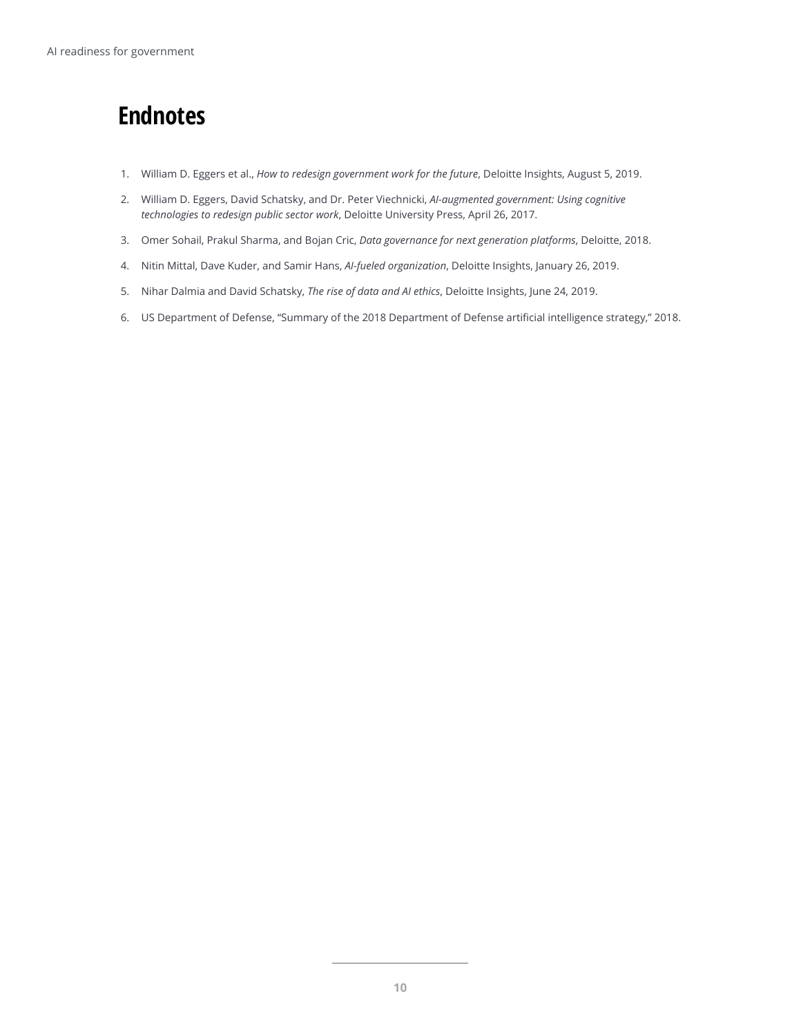# Endnotes

1. William D. Eggers et al., *How to redesign government work for the future*, Deloitte Insights, August 5, 2019.
2. William D. Eggers, David Schatsky, and Dr. Peter Viechnicki, *AI-augmented government: Using cognitive technologies to redesign public sector work*, Deloitte University Press, April 26, 2017.
3. Omer Sohail, Prakul Sharma, and Bojan Cric, *Data governance for next generation platforms*, Deloitte, 2018.
4. Nitin Mittal, Dave Kuder, and Samir Hans, *AI-fueled organization*, Deloitte Insights, January 26, 2019.
5. Nihar Dalmia and David Schatsky, *The rise of data and AI ethics*, Deloitte Insights, June 24, 2019.
6. US Department of Defense, "Summary of the 2018 Department of Defense artificial intelligence strategy," 2018.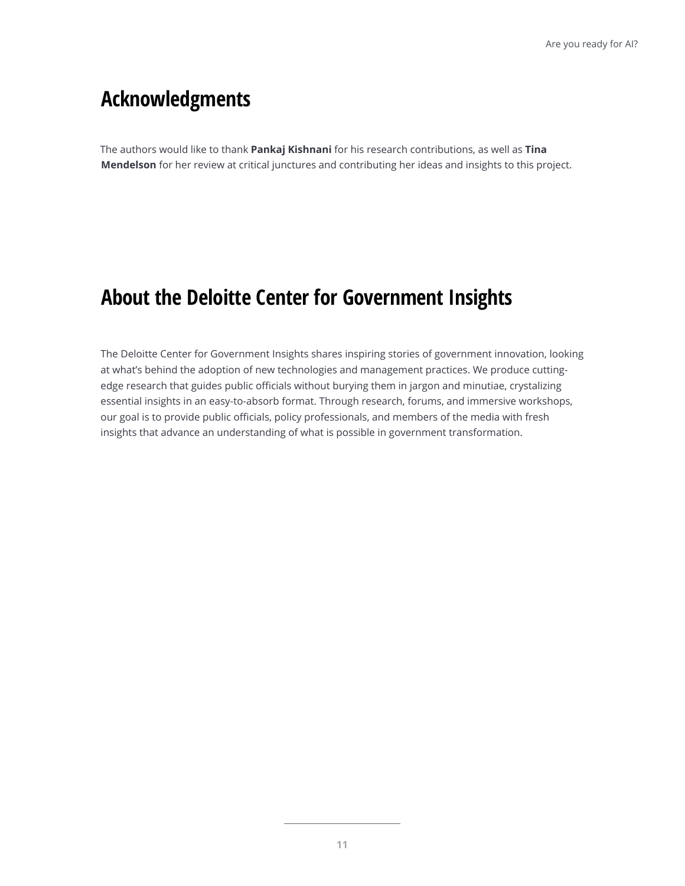## Acknowledgments

The authors would like to thank **Pankaj Kishnani** for his research contributions, as well as **Tina Mendelson** for her review at critical junctures and contributing her ideas and insights to this project.

## About the Deloitte Center for Government Insights

The Deloitte Center for Government Insights shares inspiring stories of government innovation, looking at what's behind the adoption of new technologies and management practices. We produce cutting-edge research that guides public officials without burying them in jargon and minutiae, crystalizing essential insights in an easy-to-absorb format. Through research, forums, and immersive workshops, our goal is to provide public officials, policy professionals, and members of the media with fresh insights that advance an understanding of what is possible in government transformation.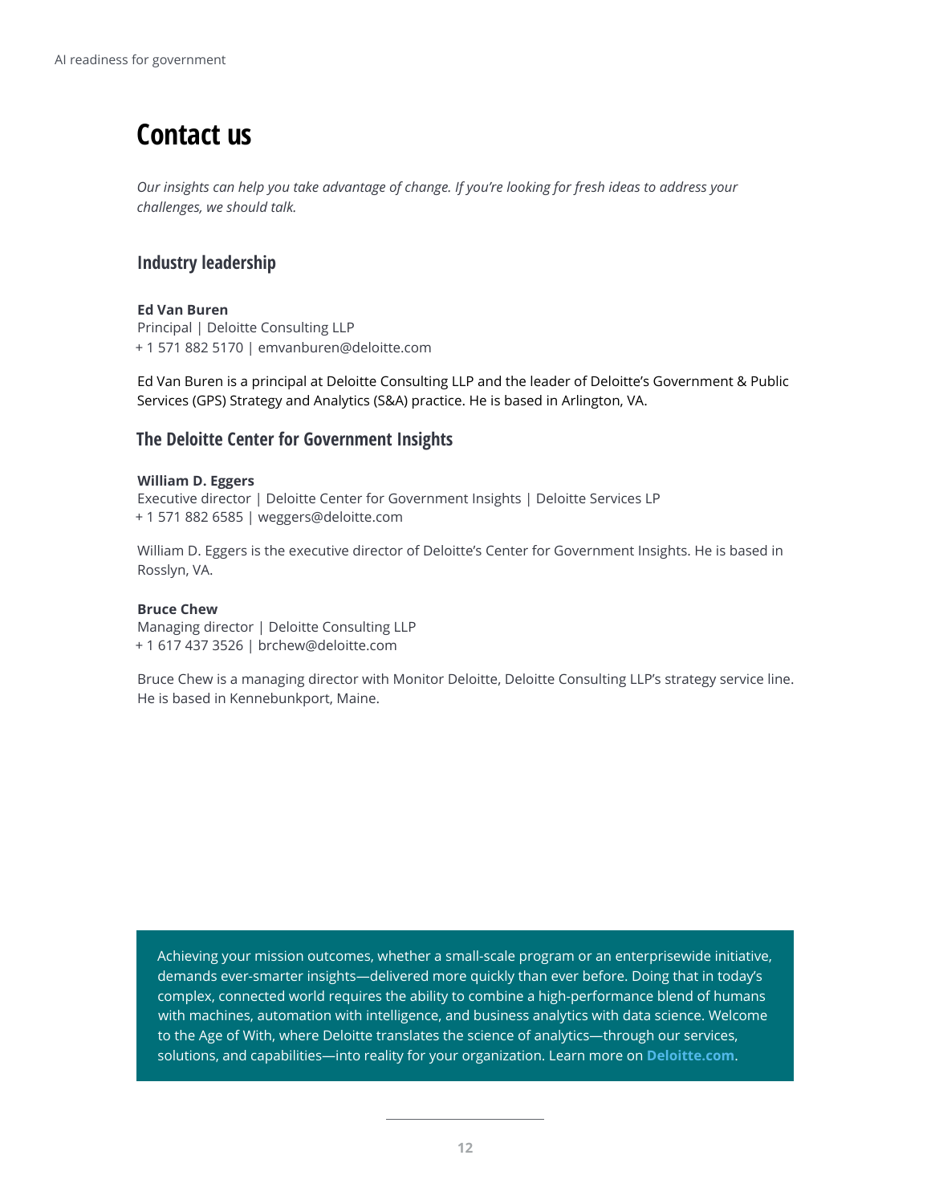# Contact us

*Our insights can help you take advantage of change. If you're looking for fresh ideas to address your challenges, we should talk.*

## Industry leadership

**Ed Van Buren**
Principal | Deloitte Consulting LLP
+ 1 571 882 5170 | emvanburen@deloitte.com

Ed Van Buren is a principal at Deloitte Consulting LLP and the leader of Deloitte's Government & Public Services (GPS) Strategy and Analytics (S&A) practice. He is based in Arlington, VA.

## The Deloitte Center for Government Insights

**William D. Eggers**
Executive director | Deloitte Center for Government Insights | Deloitte Services LP
+ 1 571 882 6585 | weggers@deloitte.com

William D. Eggers is the executive director of Deloitte's Center for Government Insights. He is based in Rosslyn, VA.

**Bruce Chew**
Managing director | Deloitte Consulting LLP
+ 1 617 437 3526 | brchew@deloitte.com

Bruce Chew is a managing director with Monitor Deloitte, Deloitte Consulting LLP's strategy service line. He is based in Kennebunkport, Maine.

Achieving your mission outcomes, whether a small-scale program or an enterprisewide initiative, demands ever-smarter insights—delivered more quickly than ever before. Doing that in today's complex, connected world requires the ability to combine a high-performance blend of humans with machines, automation with intelligence, and business analytics with data science. Welcome to the Age of With, where Deloitte translates the science of analytics—through our services, solutions, and capabilities—into reality for your organization. Learn more on **Deloitte.com**.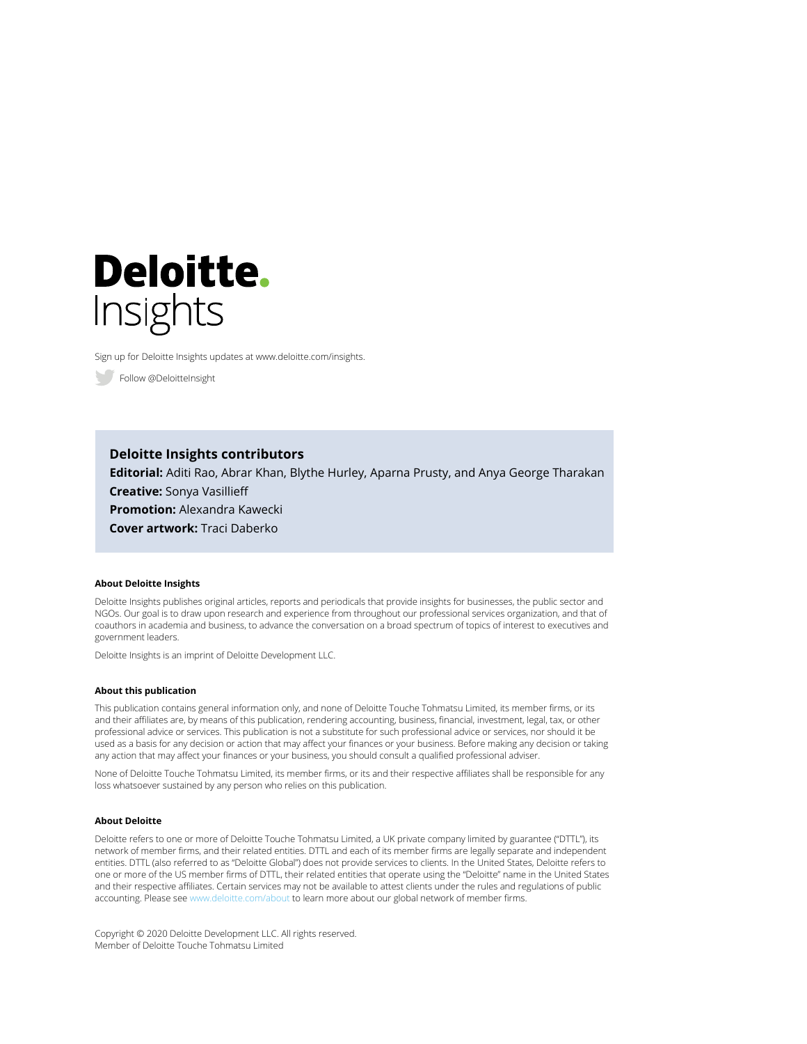# Deloitte. Insights

Sign up for Deloitte Insights updates at www.deloitte.com/insights.

Follow @DeloitteInsight

### Deloitte Insights contributors

**Editorial:** Aditi Rao, Abrar Khan, Blythe Hurley, Aparna Prusty, and Anya George Tharakan
**Creative:** Sonya Vasillieff
**Promotion:** Alexandra Kawecki
**Cover artwork:** Traci Daberko

#### About Deloitte Insights

Deloitte Insights publishes original articles, reports and periodicals that provide insights for businesses, the public sector and NGOs. Our goal is to draw upon research and experience from throughout our professional services organization, and that of coauthors in academia and business, to advance the conversation on a broad spectrum of topics of interest to executives and government leaders.

Deloitte Insights is an imprint of Deloitte Development LLC.

#### About this publication

This publication contains general information only, and none of Deloitte Touche Tohmatsu Limited, its member firms, or its and their affiliates are, by means of this publication, rendering accounting, business, financial, investment, legal, tax, or other professional advice or services. This publication is not a substitute for such professional advice or services, nor should it be used as a basis for any decision or action that may affect your finances or your business. Before making any decision or taking any action that may affect your finances or your business, you should consult a qualified professional adviser.

None of Deloitte Touche Tohmatsu Limited, its member firms, or its and their respective affiliates shall be responsible for any loss whatsoever sustained by any person who relies on this publication.

#### About Deloitte

Deloitte refers to one or more of Deloitte Touche Tohmatsu Limited, a UK private company limited by guarantee ("DTTL"), its network of member firms, and their related entities. DTTL and each of its member firms are legally separate and independent entities. DTTL (also referred to as "Deloitte Global") does not provide services to clients. In the United States, Deloitte refers to one or more of the US member firms of DTTL, their related entities that operate using the "Deloitte" name in the United States and their respective affiliates. Certain services may not be available to attest clients under the rules and regulations of public accounting. Please see www.deloitte.com/about to learn more about our global network of member firms.

Copyright © 2020 Deloitte Development LLC. All rights reserved.
Member of Deloitte Touche Tohmatsu Limited